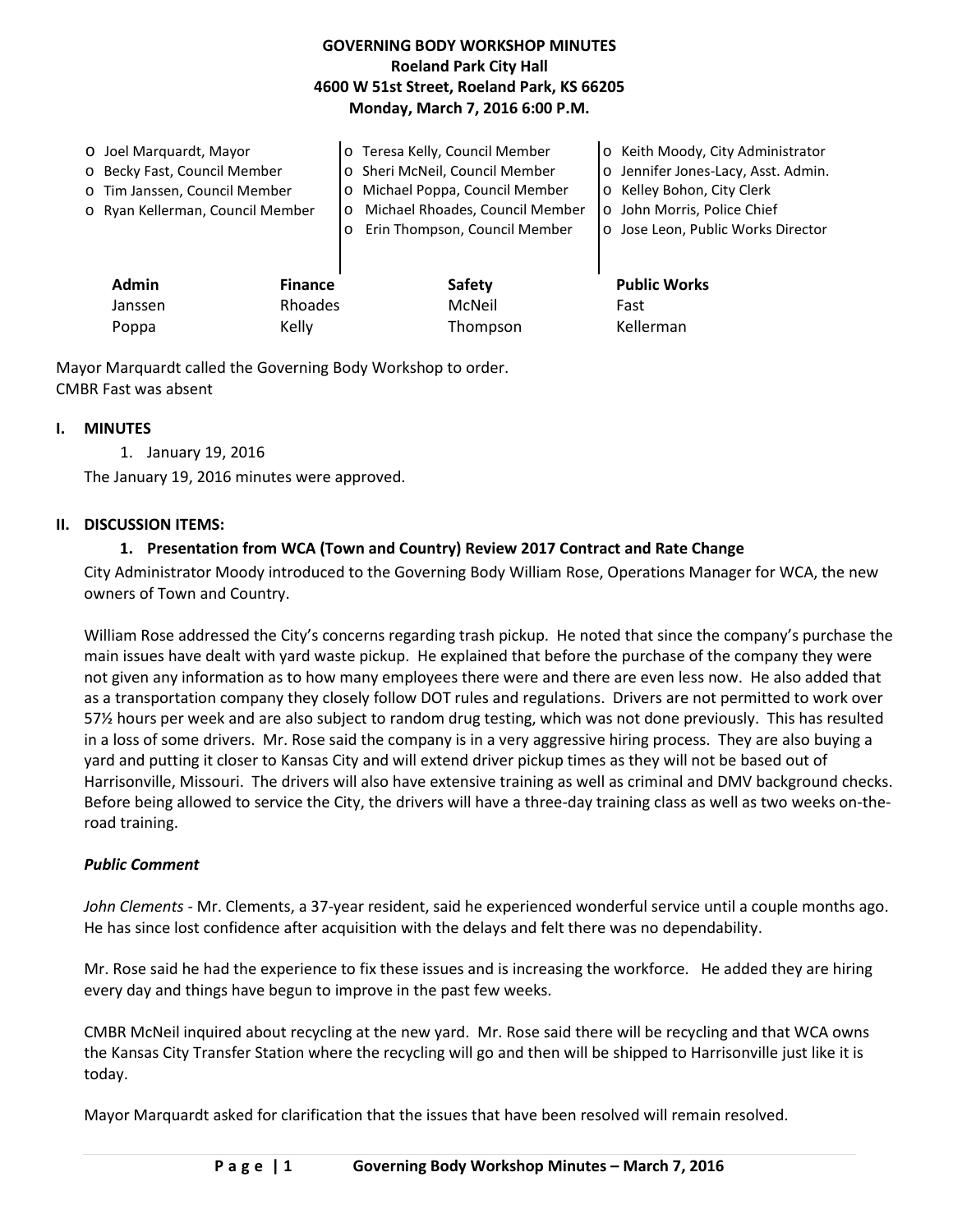**GOVERNING BODY WORKSHOP MINUTES**
**Roeland Park City Hall**
**4600 W 51st Street, Roeland Park, KS 66205**
**Monday, March 7, 2016 6:00 P.M.**

- o Joel Marquardt, Mayor
- o Becky Fast, Council Member
- o Tim Janssen, Council Member
- o Ryan Kellerman, Council Member
- o Teresa Kelly, Council Member
- o Sheri McNeil, Council Member
- o Michael Poppa, Council Member
- o Michael Rhoades, Council Member
- o Erin Thompson, Council Member
- o Keith Moody, City Administrator
- o Jennifer Jones-Lacy, Asst. Admin.
- o Kelley Bohon, City Clerk
- o John Morris, Police Chief
- o Jose Leon, Public Works Director

| Admin | Finance | Safety | Public Works |
|---|---|---|---|
| Janssen | Rhoades | McNeil | Fast |
| Poppa | Kelly | Thompson | Kellerman |

Mayor Marquardt called the Governing Body Workshop to order.
CMBR Fast was absent

## I. MINUTES

1. January 19, 2016

The January 19, 2016 minutes were approved.

## II. DISCUSSION ITEMS:

### 1. Presentation from WCA (Town and Country) Review 2017 Contract and Rate Change

City Administrator Moody introduced to the Governing Body William Rose, Operations Manager for WCA, the new owners of Town and Country.

William Rose addressed the City's concerns regarding trash pickup. He noted that since the company's purchase the main issues have dealt with yard waste pickup. He explained that before the purchase of the company they were not given any information as to how many employees there were and there are even less now. He also added that as a transportation company they closely follow DOT rules and regulations. Drivers are not permitted to work over 57½ hours per week and are also subject to random drug testing, which was not done previously. This has resulted in a loss of some drivers. Mr. Rose said the company is in a very aggressive hiring process. They are also buying a yard and putting it closer to Kansas City and will extend driver pickup times as they will not be based out of Harrisonville, Missouri. The drivers will also have extensive training as well as criminal and DMV background checks. Before being allowed to service the City, the drivers will have a three-day training class as well as two weeks on-the-road training.

***Public Comment***

*John Clements* - Mr. Clements, a 37-year resident, said he experienced wonderful service until a couple months ago. He has since lost confidence after acquisition with the delays and felt there was no dependability.

Mr. Rose said he had the experience to fix these issues and is increasing the workforce. He added they are hiring every day and things have begun to improve in the past few weeks.

CMBR McNeil inquired about recycling at the new yard. Mr. Rose said there will be recycling and that WCA owns the Kansas City Transfer Station where the recycling will go and then will be shipped to Harrisonville just like it is today.

Mayor Marquardt asked for clarification that the issues that have been resolved will remain resolved.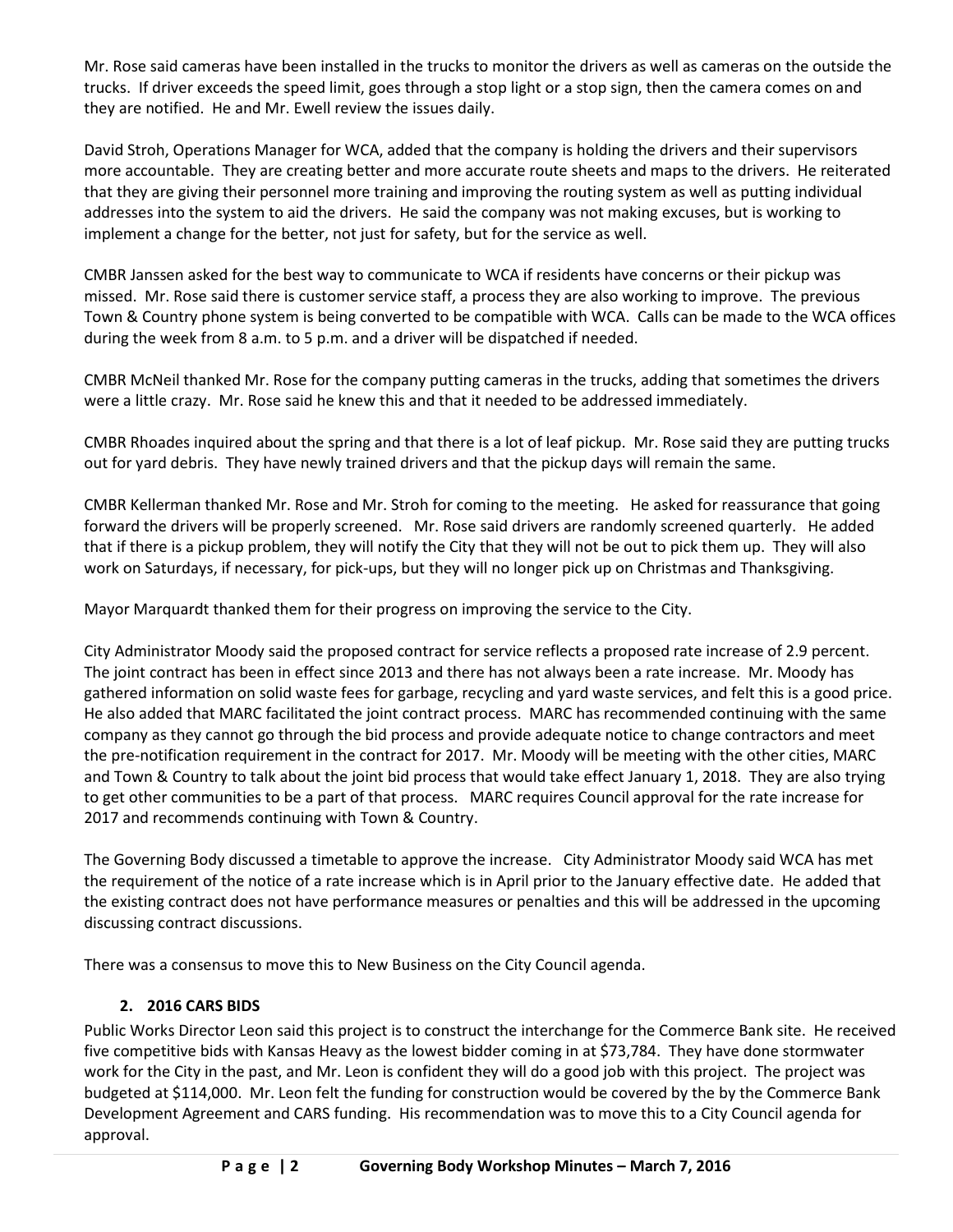Mr. Rose said cameras have been installed in the trucks to monitor the drivers as well as cameras on the outside the trucks. If driver exceeds the speed limit, goes through a stop light or a stop sign, then the camera comes on and they are notified. He and Mr. Ewell review the issues daily.

David Stroh, Operations Manager for WCA, added that the company is holding the drivers and their supervisors more accountable. They are creating better and more accurate route sheets and maps to the drivers. He reiterated that they are giving their personnel more training and improving the routing system as well as putting individual addresses into the system to aid the drivers. He said the company was not making excuses, but is working to implement a change for the better, not just for safety, but for the service as well.

CMBR Janssen asked for the best way to communicate to WCA if residents have concerns or their pickup was missed. Mr. Rose said there is customer service staff, a process they are also working to improve. The previous Town & Country phone system is being converted to be compatible with WCA. Calls can be made to the WCA offices during the week from 8 a.m. to 5 p.m. and a driver will be dispatched if needed.

CMBR McNeil thanked Mr. Rose for the company putting cameras in the trucks, adding that sometimes the drivers were a little crazy. Mr. Rose said he knew this and that it needed to be addressed immediately.

CMBR Rhoades inquired about the spring and that there is a lot of leaf pickup. Mr. Rose said they are putting trucks out for yard debris. They have newly trained drivers and that the pickup days will remain the same.

CMBR Kellerman thanked Mr. Rose and Mr. Stroh for coming to the meeting. He asked for reassurance that going forward the drivers will be properly screened. Mr. Rose said drivers are randomly screened quarterly. He added that if there is a pickup problem, they will notify the City that they will not be out to pick them up. They will also work on Saturdays, if necessary, for pick-ups, but they will no longer pick up on Christmas and Thanksgiving.

Mayor Marquardt thanked them for their progress on improving the service to the City.

City Administrator Moody said the proposed contract for service reflects a proposed rate increase of 2.9 percent. The joint contract has been in effect since 2013 and there has not always been a rate increase. Mr. Moody has gathered information on solid waste fees for garbage, recycling and yard waste services, and felt this is a good price. He also added that MARC facilitated the joint contract process. MARC has recommended continuing with the same company as they cannot go through the bid process and provide adequate notice to change contractors and meet the pre-notification requirement in the contract for 2017. Mr. Moody will be meeting with the other cities, MARC and Town & Country to talk about the joint bid process that would take effect January 1, 2018. They are also trying to get other communities to be a part of that process. MARC requires Council approval for the rate increase for 2017 and recommends continuing with Town & Country.

The Governing Body discussed a timetable to approve the increase. City Administrator Moody said WCA has met the requirement of the notice of a rate increase which is in April prior to the January effective date. He added that the existing contract does not have performance measures or penalties and this will be addressed in the upcoming discussing contract discussions.

There was a consensus to move this to New Business on the City Council agenda.

**2. 2016 CARS BIDS**

Public Works Director Leon said this project is to construct the interchange for the Commerce Bank site. He received five competitive bids with Kansas Heavy as the lowest bidder coming in at $73,784. They have done stormwater work for the City in the past, and Mr. Leon is confident they will do a good job with this project. The project was budgeted at $114,000. Mr. Leon felt the funding for construction would be covered by the by the Commerce Bank Development Agreement and CARS funding. His recommendation was to move this to a City Council agenda for approval.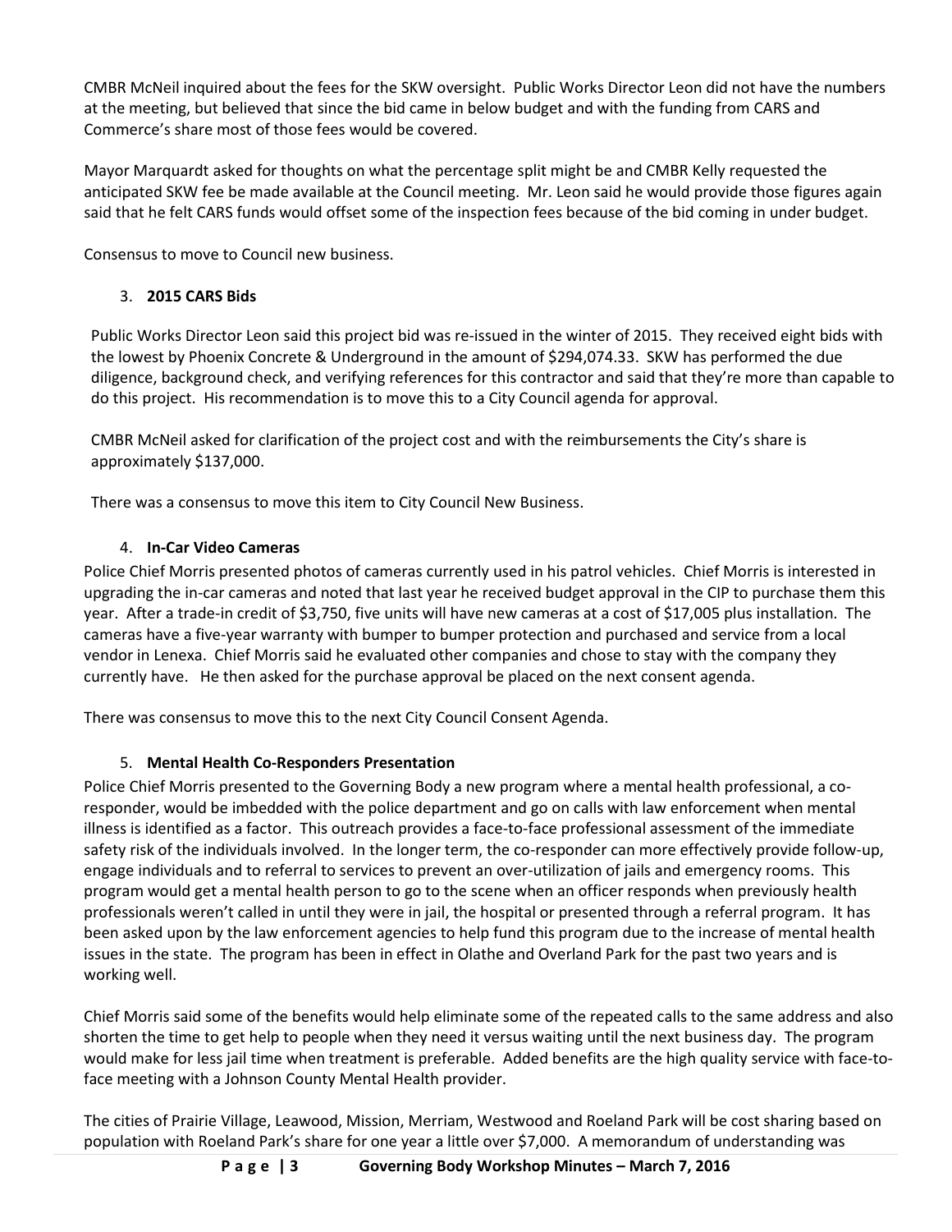CMBR McNeil inquired about the fees for the SKW oversight. Public Works Director Leon did not have the numbers at the meeting, but believed that since the bid came in below budget and with the funding from CARS and Commerce's share most of those fees would be covered.

Mayor Marquardt asked for thoughts on what the percentage split might be and CMBR Kelly requested the anticipated SKW fee be made available at the Council meeting. Mr. Leon said he would provide those figures again said that he felt CARS funds would offset some of the inspection fees because of the bid coming in under budget.

Consensus to move to Council new business.

3. **2015 CARS Bids**

Public Works Director Leon said this project bid was re-issued in the winter of 2015. They received eight bids with the lowest by Phoenix Concrete & Underground in the amount of $294,074.33. SKW has performed the due diligence, background check, and verifying references for this contractor and said that they're more than capable to do this project. His recommendation is to move this to a City Council agenda for approval.

CMBR McNeil asked for clarification of the project cost and with the reimbursements the City's share is approximately $137,000.

There was a consensus to move this item to City Council New Business.

4. **In-Car Video Cameras**

Police Chief Morris presented photos of cameras currently used in his patrol vehicles. Chief Morris is interested in upgrading the in-car cameras and noted that last year he received budget approval in the CIP to purchase them this year. After a trade-in credit of $3,750, five units will have new cameras at a cost of $17,005 plus installation. The cameras have a five-year warranty with bumper to bumper protection and purchased and service from a local vendor in Lenexa. Chief Morris said he evaluated other companies and chose to stay with the company they currently have. He then asked for the purchase approval be placed on the next consent agenda.

There was consensus to move this to the next City Council Consent Agenda.

5. **Mental Health Co-Responders Presentation**

Police Chief Morris presented to the Governing Body a new program where a mental health professional, a co-responder, would be imbedded with the police department and go on calls with law enforcement when mental illness is identified as a factor. This outreach provides a face-to-face professional assessment of the immediate safety risk of the individuals involved. In the longer term, the co-responder can more effectively provide follow-up, engage individuals and to referral to services to prevent an over-utilization of jails and emergency rooms. This program would get a mental health person to go to the scene when an officer responds when previously health professionals weren't called in until they were in jail, the hospital or presented through a referral program. It has been asked upon by the law enforcement agencies to help fund this program due to the increase of mental health issues in the state. The program has been in effect in Olathe and Overland Park for the past two years and is working well.

Chief Morris said some of the benefits would help eliminate some of the repeated calls to the same address and also shorten the time to get help to people when they need it versus waiting until the next business day. The program would make for less jail time when treatment is preferable. Added benefits are the high quality service with face-to-face meeting with a Johnson County Mental Health provider.

The cities of Prairie Village, Leawood, Mission, Merriam, Westwood and Roeland Park will be cost sharing based on population with Roeland Park's share for one year a little over $7,000. A memorandum of understanding was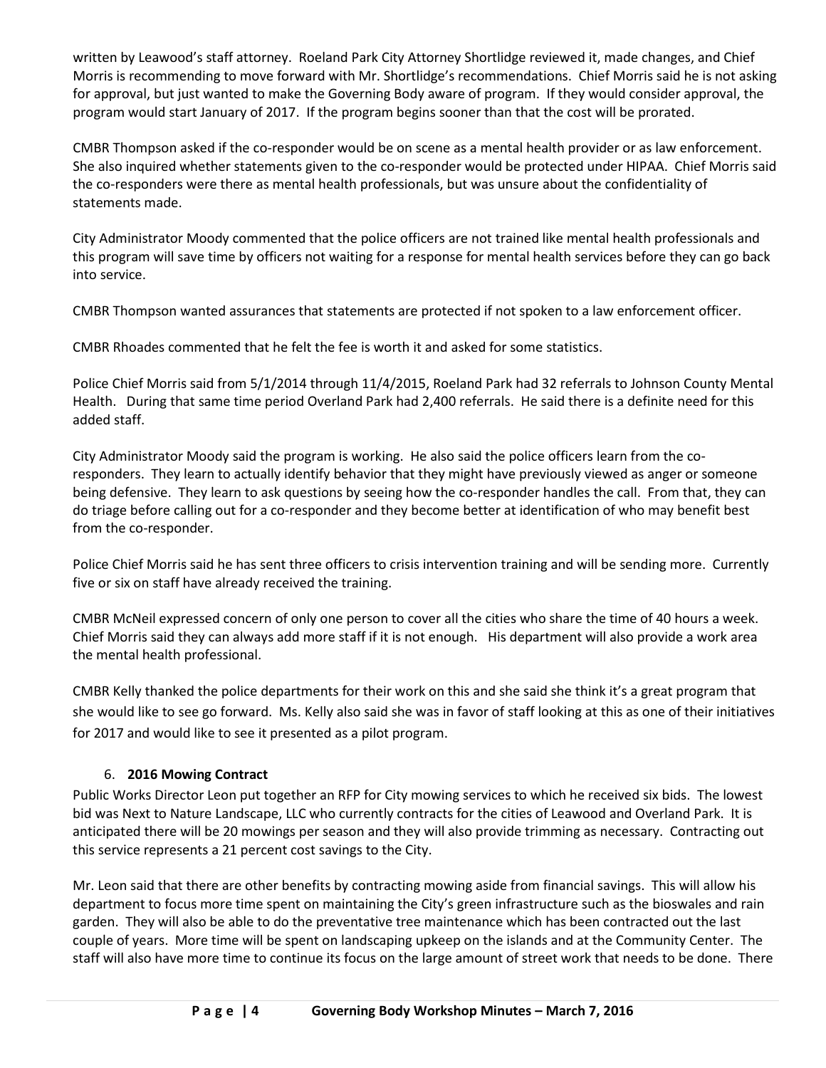written by Leawood's staff attorney. Roeland Park City Attorney Shortlidge reviewed it, made changes, and Chief Morris is recommending to move forward with Mr. Shortlidge's recommendations. Chief Morris said he is not asking for approval, but just wanted to make the Governing Body aware of program. If they would consider approval, the program would start January of 2017. If the program begins sooner than that the cost will be prorated.

CMBR Thompson asked if the co-responder would be on scene as a mental health provider or as law enforcement. She also inquired whether statements given to the co-responder would be protected under HIPAA. Chief Morris said the co-responders were there as mental health professionals, but was unsure about the confidentiality of statements made.

City Administrator Moody commented that the police officers are not trained like mental health professionals and this program will save time by officers not waiting for a response for mental health services before they can go back into service.

CMBR Thompson wanted assurances that statements are protected if not spoken to a law enforcement officer.

CMBR Rhoades commented that he felt the fee is worth it and asked for some statistics.

Police Chief Morris said from 5/1/2014 through 11/4/2015, Roeland Park had 32 referrals to Johnson County Mental Health. During that same time period Overland Park had 2,400 referrals. He said there is a definite need for this added staff.

City Administrator Moody said the program is working. He also said the police officers learn from the co-responders. They learn to actually identify behavior that they might have previously viewed as anger or someone being defensive. They learn to ask questions by seeing how the co-responder handles the call. From that, they can do triage before calling out for a co-responder and they become better at identification of who may benefit best from the co-responder.

Police Chief Morris said he has sent three officers to crisis intervention training and will be sending more. Currently five or six on staff have already received the training.

CMBR McNeil expressed concern of only one person to cover all the cities who share the time of 40 hours a week. Chief Morris said they can always add more staff if it is not enough. His department will also provide a work area the mental health professional.

CMBR Kelly thanked the police departments for their work on this and she said she think it's a great program that she would like to see go forward. Ms. Kelly also said she was in favor of staff looking at this as one of their initiatives for 2017 and would like to see it presented as a pilot program.

6. **2016 Mowing Contract**

Public Works Director Leon put together an RFP for City mowing services to which he received six bids. The lowest bid was Next to Nature Landscape, LLC who currently contracts for the cities of Leawood and Overland Park. It is anticipated there will be 20 mowings per season and they will also provide trimming as necessary. Contracting out this service represents a 21 percent cost savings to the City.

Mr. Leon said that there are other benefits by contracting mowing aside from financial savings. This will allow his department to focus more time spent on maintaining the City's green infrastructure such as the bioswales and rain garden. They will also be able to do the preventative tree maintenance which has been contracted out the last couple of years. More time will be spent on landscaping upkeep on the islands and at the Community Center. The staff will also have more time to continue its focus on the large amount of street work that needs to be done. There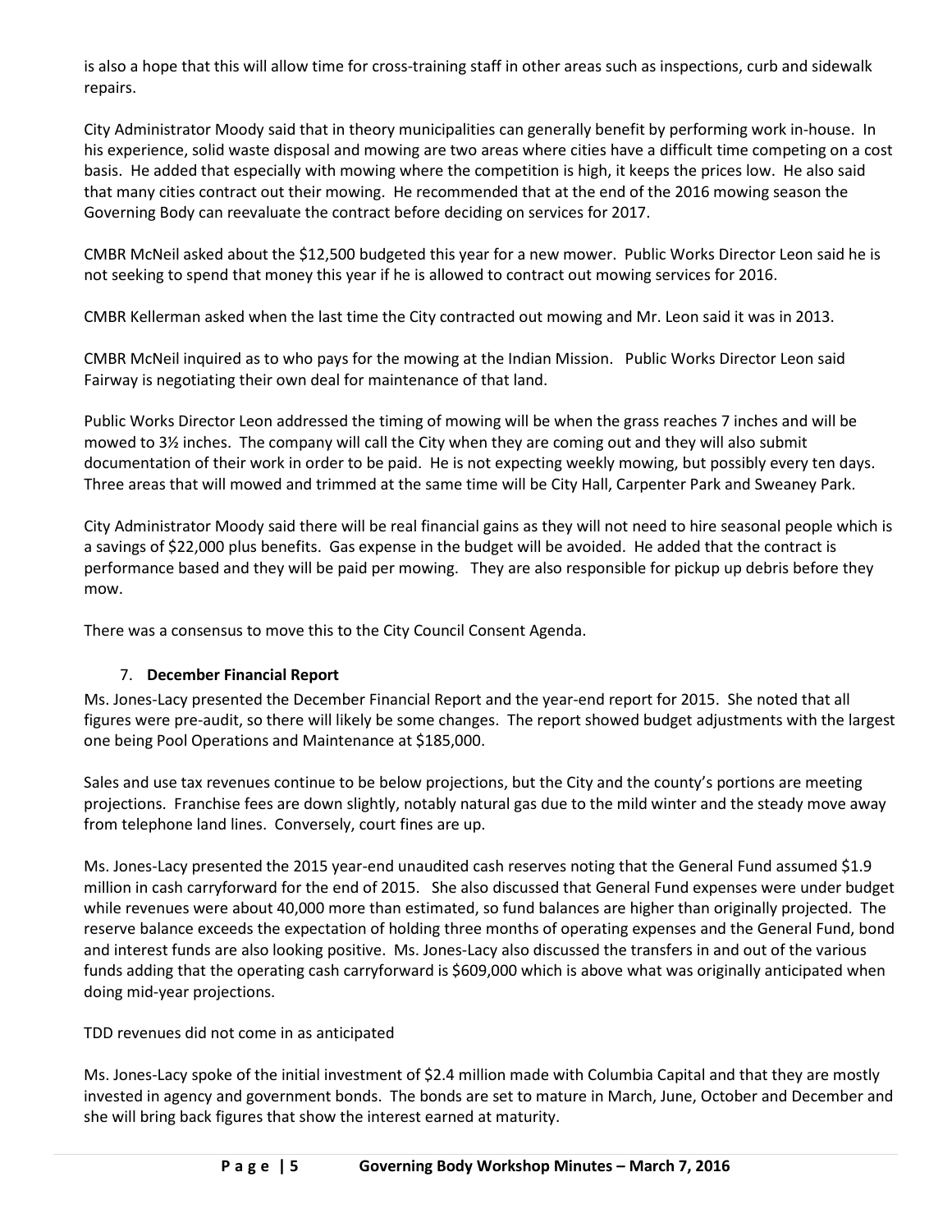is also a hope that this will allow time for cross-training staff in other areas such as inspections, curb and sidewalk repairs.

City Administrator Moody said that in theory municipalities can generally benefit by performing work in-house. In his experience, solid waste disposal and mowing are two areas where cities have a difficult time competing on a cost basis. He added that especially with mowing where the competition is high, it keeps the prices low. He also said that many cities contract out their mowing. He recommended that at the end of the 2016 mowing season the Governing Body can reevaluate the contract before deciding on services for 2017.

CMBR McNeil asked about the $12,500 budgeted this year for a new mower. Public Works Director Leon said he is not seeking to spend that money this year if he is allowed to contract out mowing services for 2016.

CMBR Kellerman asked when the last time the City contracted out mowing and Mr. Leon said it was in 2013.

CMBR McNeil inquired as to who pays for the mowing at the Indian Mission. Public Works Director Leon said Fairway is negotiating their own deal for maintenance of that land.

Public Works Director Leon addressed the timing of mowing will be when the grass reaches 7 inches and will be mowed to 3½ inches. The company will call the City when they are coming out and they will also submit documentation of their work in order to be paid. He is not expecting weekly mowing, but possibly every ten days. Three areas that will mowed and trimmed at the same time will be City Hall, Carpenter Park and Sweaney Park.

City Administrator Moody said there will be real financial gains as they will not need to hire seasonal people which is a savings of $22,000 plus benefits. Gas expense in the budget will be avoided. He added that the contract is performance based and they will be paid per mowing. They are also responsible for pickup up debris before they mow.

There was a consensus to move this to the City Council Consent Agenda.

7. **December Financial Report**

Ms. Jones-Lacy presented the December Financial Report and the year-end report for 2015. She noted that all figures were pre-audit, so there will likely be some changes. The report showed budget adjustments with the largest one being Pool Operations and Maintenance at $185,000.

Sales and use tax revenues continue to be below projections, but the City and the county's portions are meeting projections. Franchise fees are down slightly, notably natural gas due to the mild winter and the steady move away from telephone land lines. Conversely, court fines are up.

Ms. Jones-Lacy presented the 2015 year-end unaudited cash reserves noting that the General Fund assumed $1.9 million in cash carryforward for the end of 2015. She also discussed that General Fund expenses were under budget while revenues were about 40,000 more than estimated, so fund balances are higher than originally projected. The reserve balance exceeds the expectation of holding three months of operating expenses and the General Fund, bond and interest funds are also looking positive. Ms. Jones-Lacy also discussed the transfers in and out of the various funds adding that the operating cash carryforward is $609,000 which is above what was originally anticipated when doing mid-year projections.

TDD revenues did not come in as anticipated

Ms. Jones-Lacy spoke of the initial investment of $2.4 million made with Columbia Capital and that they are mostly invested in agency and government bonds. The bonds are set to mature in March, June, October and December and she will bring back figures that show the interest earned at maturity.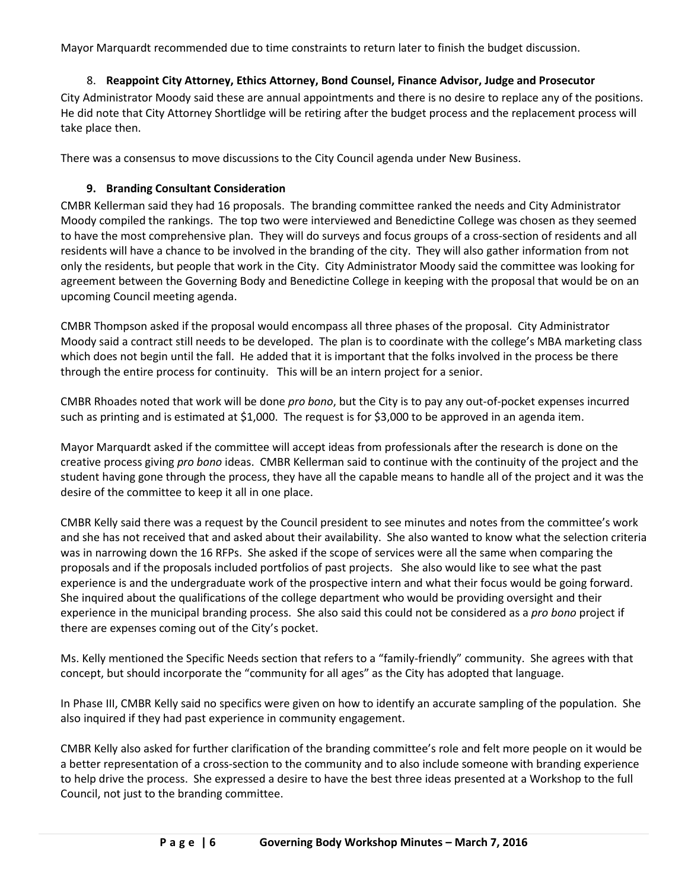Mayor Marquardt recommended due to time constraints to return later to finish the budget discussion.

8. **Reappoint City Attorney, Ethics Attorney, Bond Counsel, Finance Advisor, Judge and Prosecutor**

City Administrator Moody said these are annual appointments and there is no desire to replace any of the positions. He did note that City Attorney Shortlidge will be retiring after the budget process and the replacement process will take place then.

There was a consensus to move discussions to the City Council agenda under New Business.

9. **Branding Consultant Consideration**

CMBR Kellerman said they had 16 proposals. The branding committee ranked the needs and City Administrator Moody compiled the rankings. The top two were interviewed and Benedictine College was chosen as they seemed to have the most comprehensive plan. They will do surveys and focus groups of a cross-section of residents and all residents will have a chance to be involved in the branding of the city. They will also gather information from not only the residents, but people that work in the City. City Administrator Moody said the committee was looking for agreement between the Governing Body and Benedictine College in keeping with the proposal that would be on an upcoming Council meeting agenda.

CMBR Thompson asked if the proposal would encompass all three phases of the proposal. City Administrator Moody said a contract still needs to be developed. The plan is to coordinate with the college's MBA marketing class which does not begin until the fall. He added that it is important that the folks involved in the process be there through the entire process for continuity. This will be an intern project for a senior.

CMBR Rhoades noted that work will be done *pro bono*, but the City is to pay any out-of-pocket expenses incurred such as printing and is estimated at $1,000. The request is for $3,000 to be approved in an agenda item.

Mayor Marquardt asked if the committee will accept ideas from professionals after the research is done on the creative process giving *pro bono* ideas. CMBR Kellerman said to continue with the continuity of the project and the student having gone through the process, they have all the capable means to handle all of the project and it was the desire of the committee to keep it all in one place.

CMBR Kelly said there was a request by the Council president to see minutes and notes from the committee's work and she has not received that and asked about their availability. She also wanted to know what the selection criteria was in narrowing down the 16 RFPs. She asked if the scope of services were all the same when comparing the proposals and if the proposals included portfolios of past projects. She also would like to see what the past experience is and the undergraduate work of the prospective intern and what their focus would be going forward. She inquired about the qualifications of the college department who would be providing oversight and their experience in the municipal branding process. She also said this could not be considered as a *pro bono* project if there are expenses coming out of the City's pocket.

Ms. Kelly mentioned the Specific Needs section that refers to a "family-friendly" community. She agrees with that concept, but should incorporate the "community for all ages" as the City has adopted that language.

In Phase III, CMBR Kelly said no specifics were given on how to identify an accurate sampling of the population. She also inquired if they had past experience in community engagement.

CMBR Kelly also asked for further clarification of the branding committee's role and felt more people on it would be a better representation of a cross-section to the community and to also include someone with branding experience to help drive the process. She expressed a desire to have the best three ideas presented at a Workshop to the full Council, not just to the branding committee.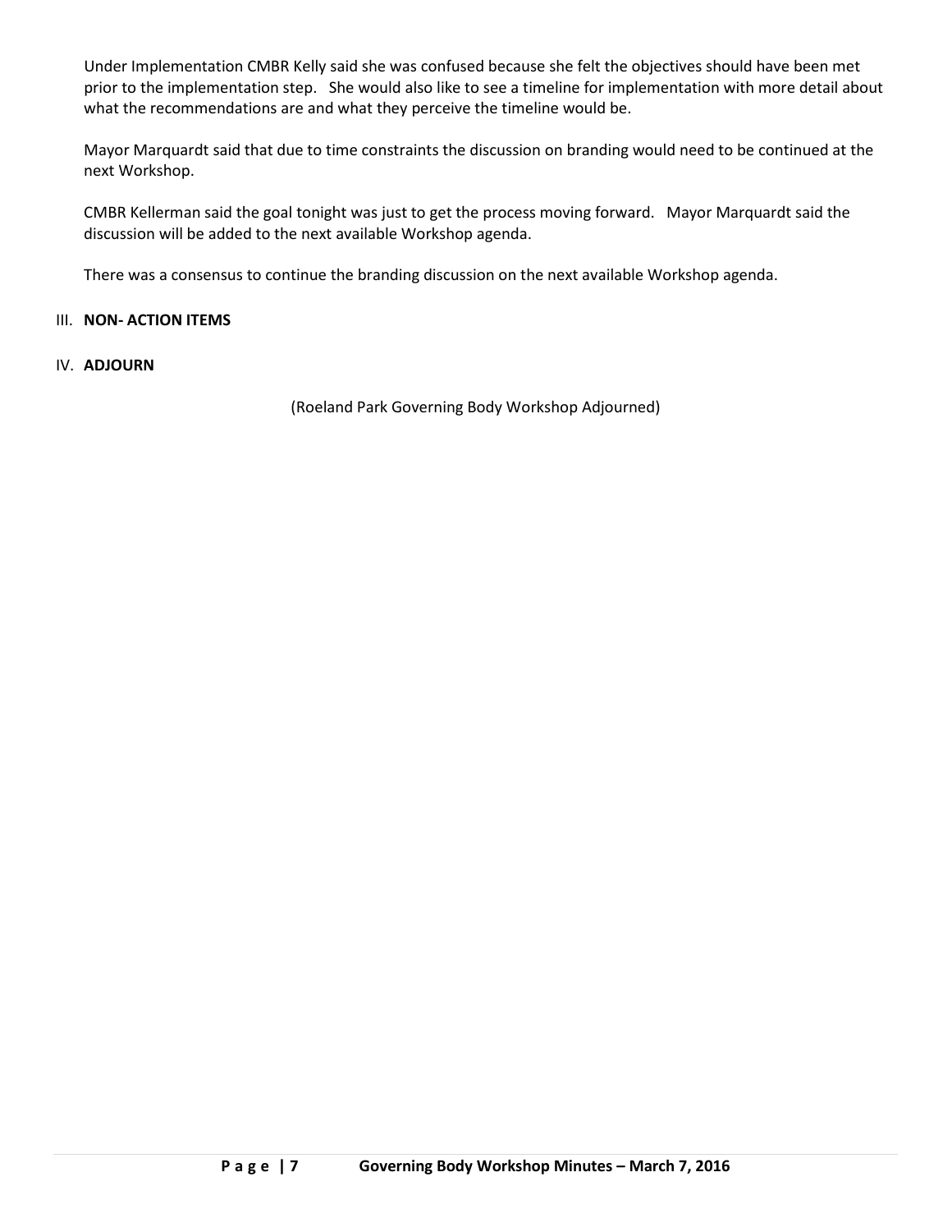Under Implementation CMBR Kelly said she was confused because she felt the objectives should have been met prior to the implementation step. She would also like to see a timeline for implementation with more detail about what the recommendations are and what they perceive the timeline would be.

Mayor Marquardt said that due to time constraints the discussion on branding would need to be continued at the next Workshop.

CMBR Kellerman said the goal tonight was just to get the process moving forward. Mayor Marquardt said the discussion will be added to the next available Workshop agenda.

There was a consensus to continue the branding discussion on the next available Workshop agenda.

III. **NON- ACTION ITEMS**

IV. **ADJOURN**

(Roeland Park Governing Body Workshop Adjourned)